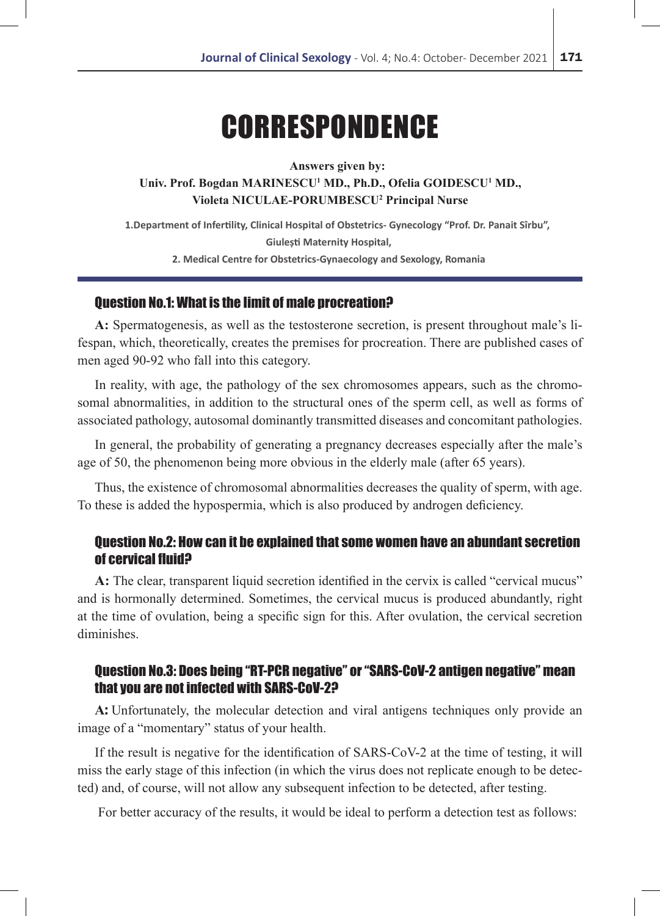# CORRESPONDENCE

**Answers given by:**
**Univ. Prof. Bogdan MARINESCU[1] MD., Ph.D., Ofelia GOIDESCU[1] MD., Violeta NICULAE-PORUMBESCU[2] Principal Nurse**

**1.Department of Infertility, Clinical Hospital of Obstetrics- Gynecology "Prof. Dr. Panait Sîrbu", Giulești Maternity Hospital,**
**2. Medical Centre for Obstetrics-Gynaecology and Sexology, Romania**

## Question No.1: What is the limit of male procreation?

**A:** Spermatogenesis, as well as the testosterone secretion, is present throughout male's lifespan, which, theoretically, creates the premises for procreation. There are published cases of men aged 90-92 who fall into this category.

In reality, with age, the pathology of the sex chromosomes appears, such as the chromosomal abnormalities, in addition to the structural ones of the sperm cell, as well as forms of associated pathology, autosomal dominantly transmitted diseases and concomitant pathologies.

In general, the probability of generating a pregnancy decreases especially after the male's age of 50, the phenomenon being more obvious in the elderly male (after 65 years).

Thus, the existence of chromosomal abnormalities decreases the quality of sperm, with age. To these is added the hypospermia, which is also produced by androgen deficiency.

## Question No.2: How can it be explained that some women have an abundant secretion of cervical fluid?

**A:** The clear, transparent liquid secretion identified in the cervix is called "cervical mucus" and is hormonally determined. Sometimes, the cervical mucus is produced abundantly, right at the time of ovulation, being a specific sign for this. After ovulation, the cervical secretion diminishes.

## Question No.3: Does being "RT-PCR negative" or "SARS-CoV-2 antigen negative" mean that you are not infected with SARS-CoV-2?

**A:** Unfortunately, the molecular detection and viral antigens techniques only provide an image of a "momentary" status of your health.

If the result is negative for the identification of SARS-CoV-2 at the time of testing, it will miss the early stage of this infection (in which the virus does not replicate enough to be detected) and, of course, will not allow any subsequent infection to be detected, after testing.

For better accuracy of the results, it would be ideal to perform a detection test as follows: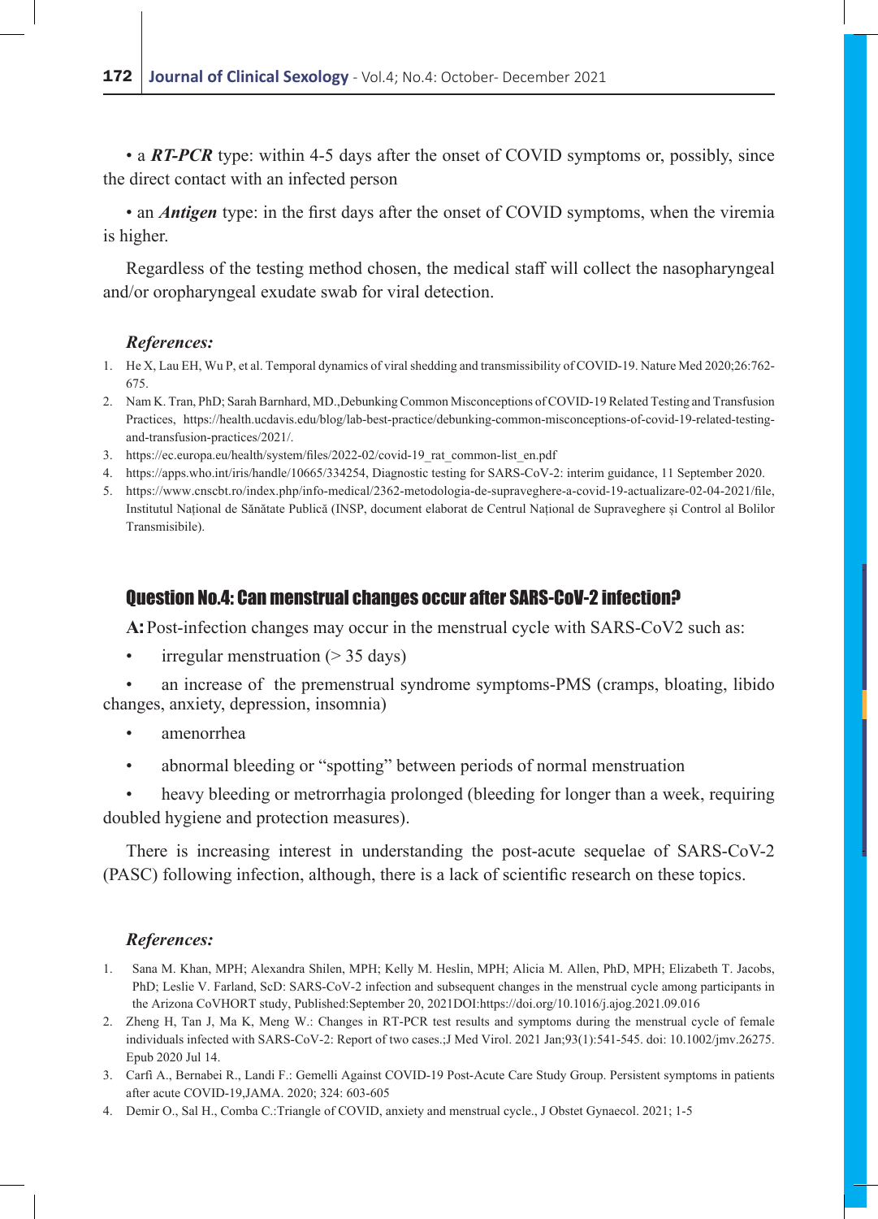• a ***RT-PCR*** type: within 4-5 days after the onset of COVID symptoms or, possibly, since the direct contact with an infected person

• an ***Antigen*** type: in the first days after the onset of COVID symptoms, when the viremia is higher.

Regardless of the testing method chosen, the medical staff will collect the nasopharyngeal and/or oropharyngeal exudate swab for viral detection.

***References:***

1. He X, Lau EH, Wu P, et al. Temporal dynamics of viral shedding and transmissibility of COVID-19. Nature Med 2020;26:762-675.
2. Nam K. Tran, PhD; Sarah Barnhard, MD.,Debunking Common Misconceptions of COVID-19 Related Testing and Transfusion Practices, https://health.ucdavis.edu/blog/lab-best-practice/debunking-common-misconceptions-of-covid-19-related-testing-and-transfusion-practices/2021/.
3. https://ec.europa.eu/health/system/files/2022-02/covid-19_rat_common-list_en.pdf
4. https://apps.who.int/iris/handle/10665/334254, Diagnostic testing for SARS-CoV-2: interim guidance, 11 September 2020.
5. https://www.cnscbt.ro/index.php/info-medical/2362-metodologia-de-supraveghere-a-covid-19-actualizare-02-04-2021/file, Institutul Național de Sănătate Publică (INSP, document elaborat de Centrul Național de Supraveghere și Control al Bolilor Transmisibile).

## Question No.4: Can menstrual changes occur after SARS-CoV-2 infection?

**A:** Post-infection changes may occur in the menstrual cycle with SARS-CoV2 such as:

- irregular menstruation (> 35 days)
- an increase of the premenstrual syndrome symptoms-PMS (cramps, bloating, libido changes, anxiety, depression, insomnia)
- amenorrhea
- abnormal bleeding or "spotting" between periods of normal menstruation
- heavy bleeding or metrorrhagia prolonged (bleeding for longer than a week, requiring doubled hygiene and protection measures).

There is increasing interest in understanding the post-acute sequelae of SARS-CoV-2 (PASC) following infection, although, there is a lack of scientific research on these topics.

***References:***

1. Sana M. Khan, MPH; Alexandra Shilen, MPH; Kelly M. Heslin, MPH; Alicia M. Allen, PhD, MPH; Elizabeth T. Jacobs, PhD; Leslie V. Farland, ScD: SARS-CoV-2 infection and subsequent changes in the menstrual cycle among participants in the Arizona CoVHORT study, Published:September 20, 2021DOI:https://doi.org/10.1016/j.ajog.2021.09.016
2. Zheng H, Tan J, Ma K, Meng W.: Changes in RT-PCR test results and symptoms during the menstrual cycle of female individuals infected with SARS-CoV-2: Report of two cases.;J Med Virol. 2021 Jan;93(1):541-545. doi: 10.1002/jmv.26275. Epub 2020 Jul 14.
3. Carfì A., Bernabei R., Landi F.: Gemelli Against COVID-19 Post-Acute Care Study Group. Persistent symptoms in patients after acute COVID-19,JAMA. 2020; 324: 603-605
4. Demir O., Sal H., Comba C.:Triangle of COVID, anxiety and menstrual cycle., J Obstet Gynaecol. 2021; 1-5